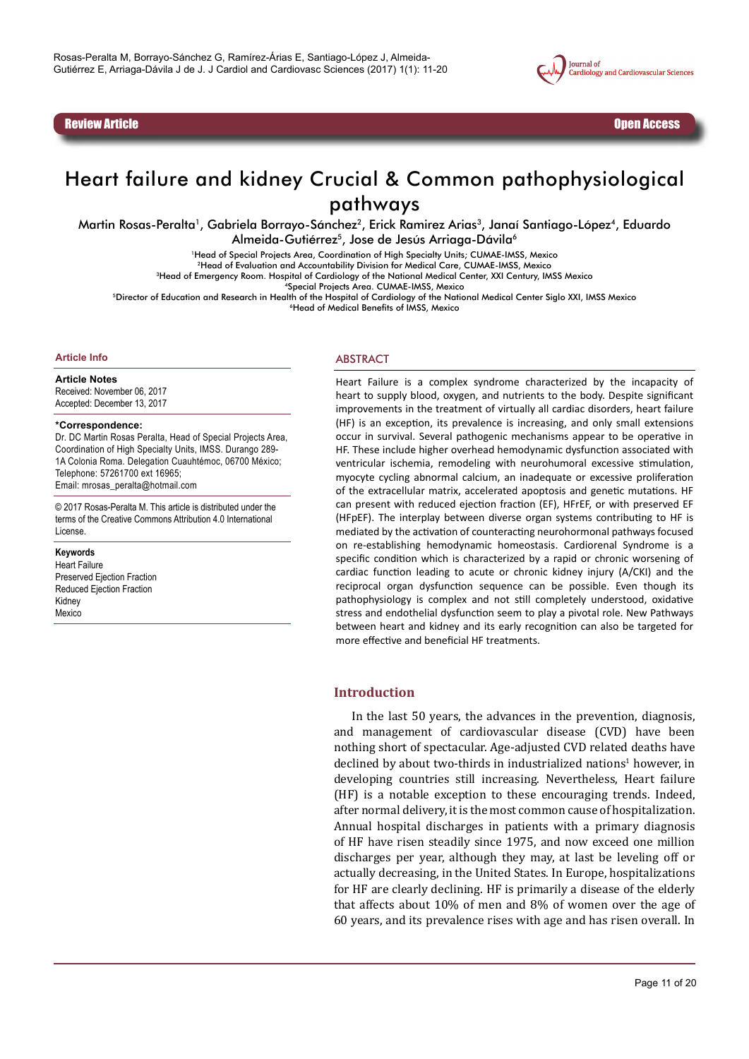Review Article | Open Access

# Heart failure and kidney Crucial & Common pathophysiological pathways

Martin Rosas-Peralta[1], Gabriela Borrayo-Sánchez[2], Erick Ramirez Arias[3], Janaí Santiago-López[4], Eduardo Almeida-Gutiérrez[5], Jose de Jesús Arriaga-Dávila[6]

[1]Head of Special Projects Area, Coordination of High Specialty Units; CUMAE-IMSS, Mexico
[2]Head of Evaluation and Accountability Division for Medical Care, CUMAE-IMSS, Mexico
[3]Head of Emergency Room. Hospital of Cardiology of the National Medical Center, XXI Century, IMSS Mexico
[4]Special Projects Area. CUMAE-IMSS, Mexico
[5]Director of Education and Research in Health of the Hospital of Cardiology of the National Medical Center Siglo XXI, IMSS Mexico
[6]Head of Medical Benefits of IMSS, Mexico

## Article Info

**Article Notes**
Received: November 06, 2017
Accepted: December 13, 2017

**\*Correspondence:**
Dr. DC Martin Rosas Peralta, Head of Special Projects Area, Coordination of High Specialty Units, IMSS. Durango 289-1A Colonia Roma. Delegation Cuauhtémoc, 06700 México; Telephone: 57261700 ext 16965;
Email: mrosas_peralta@hotmail.com

© 2017 Rosas-Peralta M. This article is distributed under the terms of the Creative Commons Attribution 4.0 International License.

**Keywords**
Heart Failure
Preserved Ejection Fraction
Reduced Ejection Fraction
Kidney
Mexico

## ABSTRACT

Heart Failure is a complex syndrome characterized by the incapacity of heart to supply blood, oxygen, and nutrients to the body. Despite significant improvements in the treatment of virtually all cardiac disorders, heart failure (HF) is an exception, its prevalence is increasing, and only small extensions occur in survival. Several pathogenic mechanisms appear to be operative in HF. These include higher overhead hemodynamic dysfunction associated with ventricular ischemia, remodeling with neurohumoral excessive stimulation, myocyte cycling abnormal calcium, an inadequate or excessive proliferation of the extracellular matrix, accelerated apoptosis and genetic mutations. HF can present with reduced ejection fraction (EF), HFrEF, or with preserved EF (HFpEF). The interplay between diverse organ systems contributing to HF is mediated by the activation of counteracting neurohormonal pathways focused on re-establishing hemodynamic homeostasis. Cardiorenal Syndrome is a specific condition which is characterized by a rapid or chronic worsening of cardiac function leading to acute or chronic kidney injury (A/CKI) and the reciprocal organ dysfunction sequence can be possible. Even though its pathophysiology is complex and not still completely understood, oxidative stress and endothelial dysfunction seem to play a pivotal role. New Pathways between heart and kidney and its early recognition can also be targeted for more effective and beneficial HF treatments.

## Introduction

In the last 50 years, the advances in the prevention, diagnosis, and management of cardiovascular disease (CVD) have been nothing short of spectacular. Age-adjusted CVD related deaths have declined by about two-thirds in industrialized nations[1] however, in developing countries still increasing. Nevertheless, Heart failure (HF) is a notable exception to these encouraging trends. Indeed, after normal delivery, it is the most common cause of hospitalization. Annual hospital discharges in patients with a primary diagnosis of HF have risen steadily since 1975, and now exceed one million discharges per year, although they may, at last be leveling off or actually decreasing, in the United States. In Europe, hospitalizations for HF are clearly declining. HF is primarily a disease of the elderly that affects about 10% of men and 8% of women over the age of 60 years, and its prevalence rises with age and has risen overall. In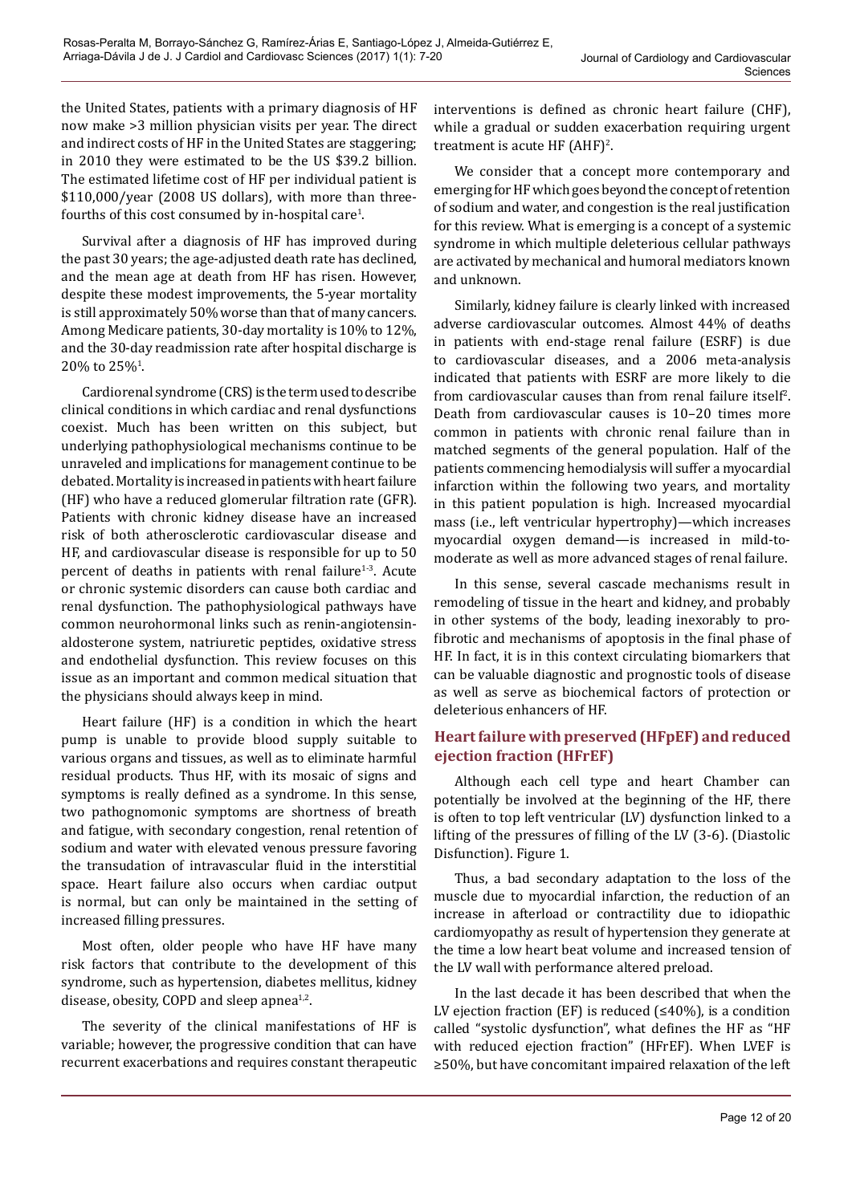the United States, patients with a primary diagnosis of HF now make >3 million physician visits per year. The direct and indirect costs of HF in the United States are staggering; in 2010 they were estimated to be the US $39.2 billion. The estimated lifetime cost of HF per individual patient is $110,000/year (2008 US dollars), with more than three-fourths of this cost consumed by in-hospital care[1].

Survival after a diagnosis of HF has improved during the past 30 years; the age-adjusted death rate has declined, and the mean age at death from HF has risen. However, despite these modest improvements, the 5-year mortality is still approximately 50% worse than that of many cancers. Among Medicare patients, 30-day mortality is 10% to 12%, and the 30-day readmission rate after hospital discharge is 20% to 25%[1].

Cardiorenal syndrome (CRS) is the term used to describe clinical conditions in which cardiac and renal dysfunctions coexist. Much has been written on this subject, but underlying pathophysiological mechanisms continue to be unraveled and implications for management continue to be debated. Mortality is increased in patients with heart failure (HF) who have a reduced glomerular filtration rate (GFR). Patients with chronic kidney disease have an increased risk of both atherosclerotic cardiovascular disease and HF, and cardiovascular disease is responsible for up to 50 percent of deaths in patients with renal failure[1-3]. Acute or chronic systemic disorders can cause both cardiac and renal dysfunction. The pathophysiological pathways have common neurohormonal links such as renin-angiotensin-aldosterone system, natriuretic peptides, oxidative stress and endothelial dysfunction. This review focuses on this issue as an important and common medical situation that the physicians should always keep in mind.

Heart failure (HF) is a condition in which the heart pump is unable to provide blood supply suitable to various organs and tissues, as well as to eliminate harmful residual products. Thus HF, with its mosaic of signs and symptoms is really defined as a syndrome. In this sense, two pathognomonic symptoms are shortness of breath and fatigue, with secondary congestion, renal retention of sodium and water with elevated venous pressure favoring the transudation of intravascular fluid in the interstitial space. Heart failure also occurs when cardiac output is normal, but can only be maintained in the setting of increased filling pressures.

Most often, older people who have HF have many risk factors that contribute to the development of this syndrome, such as hypertension, diabetes mellitus, kidney disease, obesity, COPD and sleep apnea[1,2].

The severity of the clinical manifestations of HF is variable; however, the progressive condition that can have recurrent exacerbations and requires constant therapeutic interventions is defined as chronic heart failure (CHF), while a gradual or sudden exacerbation requiring urgent treatment is acute HF (AHF)[2].

We consider that a concept more contemporary and emerging for HF which goes beyond the concept of retention of sodium and water, and congestion is the real justification for this review. What is emerging is a concept of a systemic syndrome in which multiple deleterious cellular pathways are activated by mechanical and humoral mediators known and unknown.

Similarly, kidney failure is clearly linked with increased adverse cardiovascular outcomes. Almost 44% of deaths in patients with end-stage renal failure (ESRF) is due to cardiovascular diseases, and a 2006 meta-analysis indicated that patients with ESRF are more likely to die from cardiovascular causes than from renal failure itself[2]. Death from cardiovascular causes is 10–20 times more common in patients with chronic renal failure than in matched segments of the general population. Half of the patients commencing hemodialysis will suffer a myocardial infarction within the following two years, and mortality in this patient population is high. Increased myocardial mass (i.e., left ventricular hypertrophy)—which increases myocardial oxygen demand—is increased in mild-to-moderate as well as more advanced stages of renal failure.

In this sense, several cascade mechanisms result in remodeling of tissue in the heart and kidney, and probably in other systems of the body, leading inexorably to pro-fibrotic and mechanisms of apoptosis in the final phase of HF. In fact, it is in this context circulating biomarkers that can be valuable diagnostic and prognostic tools of disease as well as serve as biochemical factors of protection or deleterious enhancers of HF.

## Heart failure with preserved (HFpEF) and reduced ejection fraction (HFrEF)

Although each cell type and heart Chamber can potentially be involved at the beginning of the HF, there is often to top left ventricular (LV) dysfunction linked to a lifting of the pressures of filling of the LV (3-6). (Diastolic Disfunction). Figure 1.

Thus, a bad secondary adaptation to the loss of the muscle due to myocardial infarction, the reduction of an increase in afterload or contractility due to idiopathic cardiomyopathy as result of hypertension they generate at the time a low heart beat volume and increased tension of the LV wall with performance altered preload.

In the last decade it has been described that when the LV ejection fraction (EF) is reduced (≤40%), is a condition called "systolic dysfunction", what defines the HF as "HF with reduced ejection fraction" (HFrEF). When LVEF is ≥50%, but have concomitant impaired relaxation of the left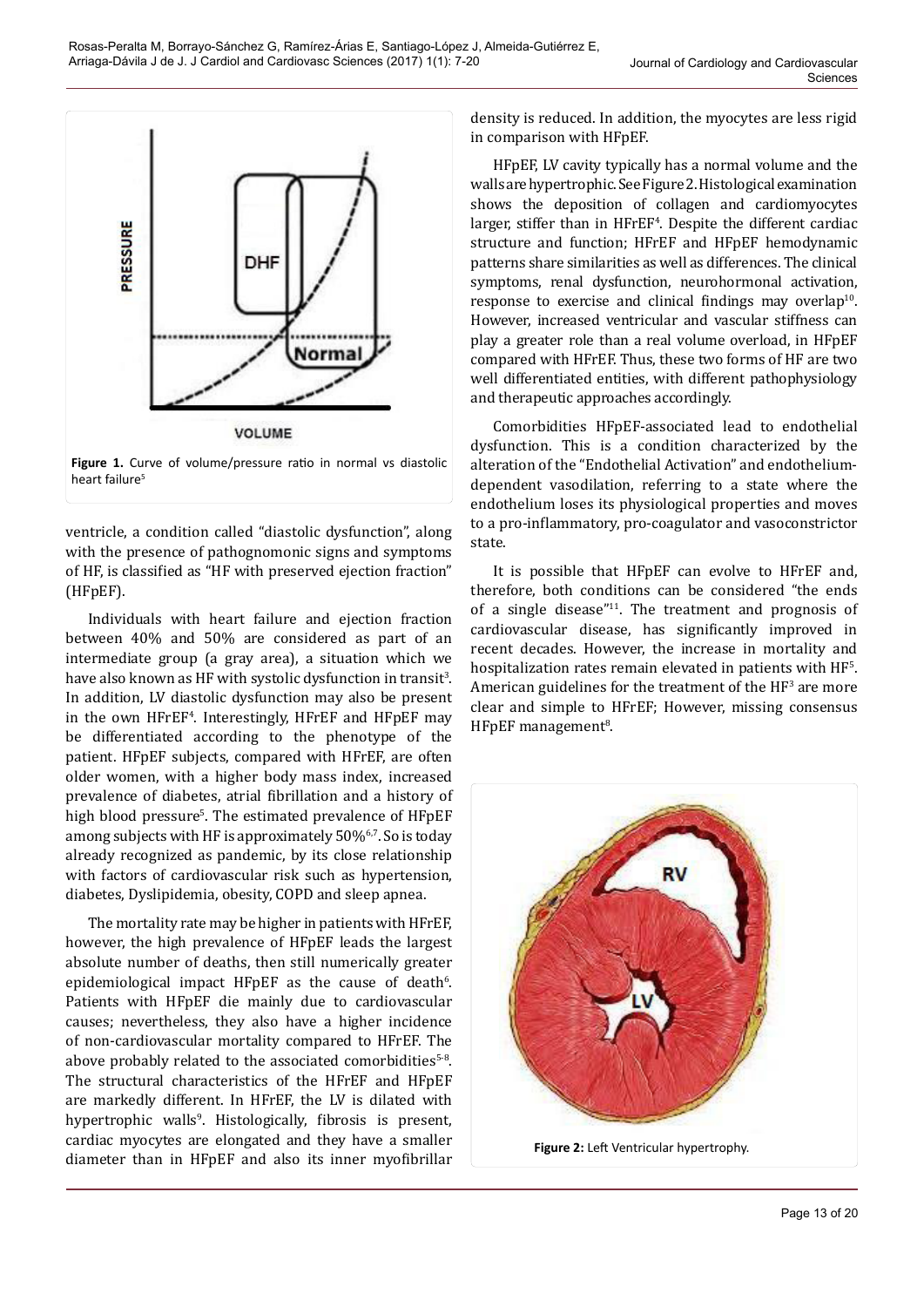Figure 1. Curve of volume/pressure ratio in normal vs diastolic heart failure[5]

ventricle, a condition called "diastolic dysfunction", along with the presence of pathognomonic signs and symptoms of HF, is classified as "HF with preserved ejection fraction" (HFpEF).

Individuals with heart failure and ejection fraction between 40% and 50% are considered as part of an intermediate group (a gray area), a situation which we have also known as HF with systolic dysfunction in transit[3]. In addition, LV diastolic dysfunction may also be present in the own HFrEF[4]. Interestingly, HFrEF and HFpEF may be differentiated according to the phenotype of the patient. HFpEF subjects, compared with HFrEF, are often older women, with a higher body mass index, increased prevalence of diabetes, atrial fibrillation and a history of high blood pressure[5]. The estimated prevalence of HFpEF among subjects with HF is approximately 50%[6,7]. So is today already recognized as pandemic, by its close relationship with factors of cardiovascular risk such as hypertension, diabetes, Dyslipidemia, obesity, COPD and sleep apnea.

The mortality rate may be higher in patients with HFrEF, however, the high prevalence of HFpEF leads the largest absolute number of deaths, then still numerically greater epidemiological impact HFpEF as the cause of death[6]. Patients with HFpEF die mainly due to cardiovascular causes; nevertheless, they also have a higher incidence of non-cardiovascular mortality compared to HFrEF. The above probably related to the associated comorbidities[5-8]. The structural characteristics of the HFrEF and HFpEF are markedly different. In HFrEF, the LV is dilated with hypertrophic walls[9]. Histologically, fibrosis is present, cardiac myocytes are elongated and they have a smaller diameter than in HFpEF and also its inner myofibrillar density is reduced. In addition, the myocytes are less rigid in comparison with HFpEF.

HFpEF, LV cavity typically has a normal volume and the walls are hypertrophic. See Figure 2. Histological examination shows the deposition of collagen and cardiomyocytes larger, stiffer than in HFrEF[4]. Despite the different cardiac structure and function; HFrEF and HFpEF hemodynamic patterns share similarities as well as differences. The clinical symptoms, renal dysfunction, neurohormonal activation, response to exercise and clinical findings may overlap[10]. However, increased ventricular and vascular stiffness can play a greater role than a real volume overload, in HFpEF compared with HFrEF. Thus, these two forms of HF are two well differentiated entities, with different pathophysiology and therapeutic approaches accordingly.

Comorbidities HFpEF-associated lead to endothelial dysfunction. This is a condition characterized by the alteration of the "Endothelial Activation" and endothelium-dependent vasodilation, referring to a state where the endothelium loses its physiological properties and moves to a pro-inflammatory, pro-coagulator and vasoconstrictor state.

It is possible that HFpEF can evolve to HFrEF and, therefore, both conditions can be considered "the ends of a single disease"[11]. The treatment and prognosis of cardiovascular disease, has significantly improved in recent decades. However, the increase in mortality and hospitalization rates remain elevated in patients with HF[5]. American guidelines for the treatment of the HF[3] are more clear and simple to HFrEF; However, missing consensus HFpEF management[8].

Figure 2: Left Ventricular hypertrophy.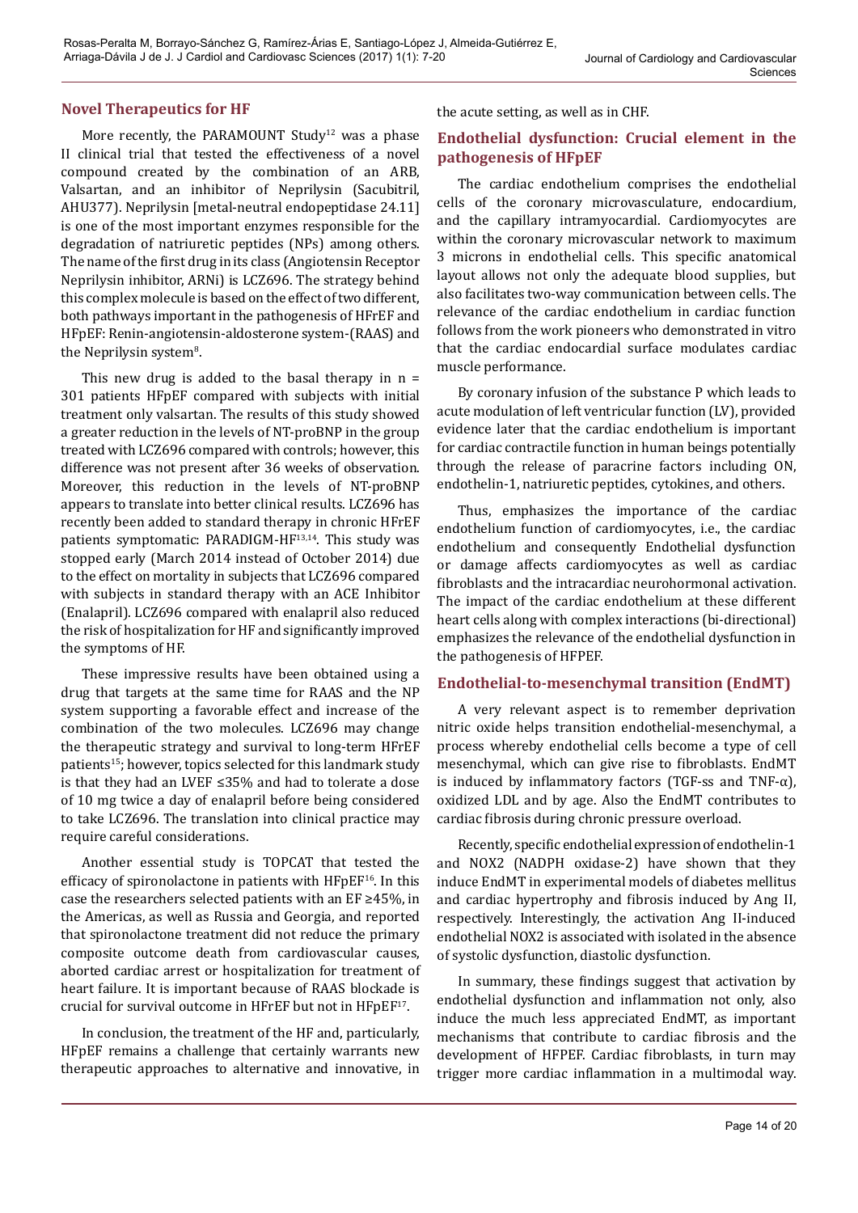## Novel Therapeutics for HF

More recently, the PARAMOUNT Study[12] was a phase II clinical trial that tested the effectiveness of a novel compound created by the combination of an ARB, Valsartan, and an inhibitor of Neprilysin (Sacubitril, AHU377). Neprilysin [metal-neutral endopeptidase 24.11] is one of the most important enzymes responsible for the degradation of natriuretic peptides (NPs) among others. The name of the first drug in its class (Angiotensin Receptor Neprilysin inhibitor, ARNi) is LCZ696. The strategy behind this complex molecule is based on the effect of two different, both pathways important in the pathogenesis of HFrEF and HFpEF: Renin-angiotensin-aldosterone system-(RAAS) and the Neprilysin system[8].

This new drug is added to the basal therapy in n = 301 patients HFpEF compared with subjects with initial treatment only valsartan. The results of this study showed a greater reduction in the levels of NT-proBNP in the group treated with LCZ696 compared with controls; however, this difference was not present after 36 weeks of observation. Moreover, this reduction in the levels of NT-proBNP appears to translate into better clinical results. LCZ696 has recently been added to standard therapy in chronic HFrEF patients symptomatic: PARADIGM-HF[13,14]. This study was stopped early (March 2014 instead of October 2014) due to the effect on mortality in subjects that LCZ696 compared with subjects in standard therapy with an ACE Inhibitor (Enalapril). LCZ696 compared with enalapril also reduced the risk of hospitalization for HF and significantly improved the symptoms of HF.

These impressive results have been obtained using a drug that targets at the same time for RAAS and the NP system supporting a favorable effect and increase of the combination of the two molecules. LCZ696 may change the therapeutic strategy and survival to long-term HFrEF patients[15]; however, topics selected for this landmark study is that they had an LVEF ≤35% and had to tolerate a dose of 10 mg twice a day of enalapril before being considered to take LCZ696. The translation into clinical practice may require careful considerations.

Another essential study is TOPCAT that tested the efficacy of spironolactone in patients with HFpEF[16]. In this case the researchers selected patients with an EF ≥45%, in the Americas, as well as Russia and Georgia, and reported that spironolactone treatment did not reduce the primary composite outcome death from cardiovascular causes, aborted cardiac arrest or hospitalization for treatment of heart failure. It is important because of RAAS blockade is crucial for survival outcome in HFrEF but not in HFpEF[17].

In conclusion, the treatment of the HF and, particularly, HFpEF remains a challenge that certainly warrants new therapeutic approaches to alternative and innovative, in the acute setting, as well as in CHF.

## Endothelial dysfunction: Crucial element in the pathogenesis of HFpEF

The cardiac endothelium comprises the endothelial cells of the coronary microvasculature, endocardium, and the capillary intramyocardial. Cardiomyocytes are within the coronary microvascular network to maximum 3 microns in endothelial cells. This specific anatomical layout allows not only the adequate blood supplies, but also facilitates two-way communication between cells. The relevance of the cardiac endothelium in cardiac function follows from the work pioneers who demonstrated in vitro that the cardiac endocardial surface modulates cardiac muscle performance.

By coronary infusion of the substance P which leads to acute modulation of left ventricular function (LV), provided evidence later that the cardiac endothelium is important for cardiac contractile function in human beings potentially through the release of paracrine factors including ON, endothelin-1, natriuretic peptides, cytokines, and others.

Thus, emphasizes the importance of the cardiac endothelium function of cardiomyocytes, i.e., the cardiac endothelium and consequently Endothelial dysfunction or damage affects cardiomyocytes as well as cardiac fibroblasts and the intracardiac neurohormonal activation. The impact of the cardiac endothelium at these different heart cells along with complex interactions (bi-directional) emphasizes the relevance of the endothelial dysfunction in the pathogenesis of HFPEF.

## Endothelial-to-mesenchymal transition (EndMT)

A very relevant aspect is to remember deprivation nitric oxide helps transition endothelial-mesenchymal, a process whereby endothelial cells become a type of cell mesenchymal, which can give rise to fibroblasts. EndMT is induced by inflammatory factors (TGF-ss and TNF-α), oxidized LDL and by age. Also the EndMT contributes to cardiac fibrosis during chronic pressure overload.

Recently, specific endothelial expression of endothelin-1 and NOX2 (NADPH oxidase-2) have shown that they induce EndMT in experimental models of diabetes mellitus and cardiac hypertrophy and fibrosis induced by Ang II, respectively. Interestingly, the activation Ang II-induced endothelial NOX2 is associated with isolated in the absence of systolic dysfunction, diastolic dysfunction.

In summary, these findings suggest that activation by endothelial dysfunction and inflammation not only, also induce the much less appreciated EndMT, as important mechanisms that contribute to cardiac fibrosis and the development of HFPEF. Cardiac fibroblasts, in turn may trigger more cardiac inflammation in a multimodal way.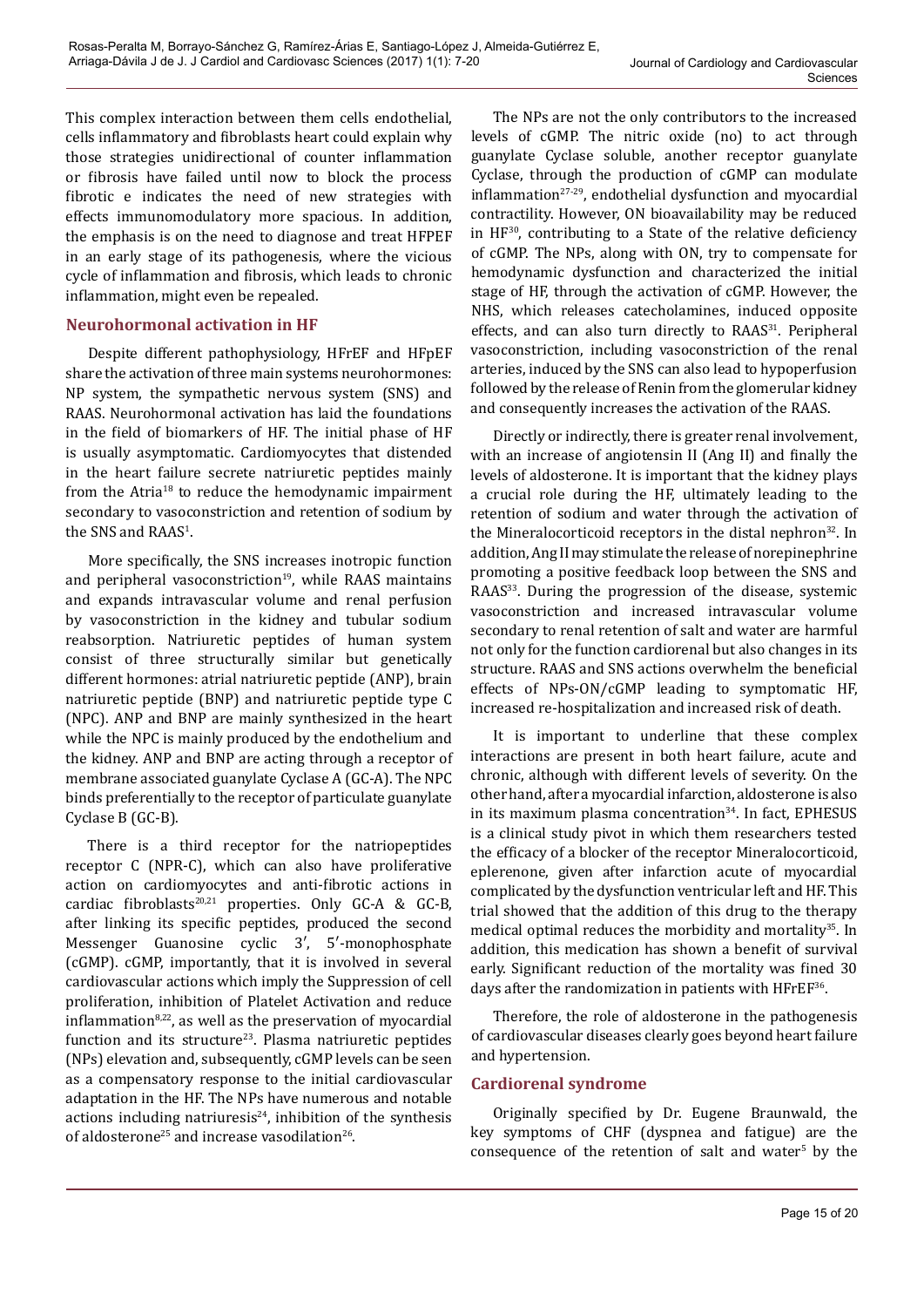This complex interaction between them cells endothelial, cells inflammatory and fibroblasts heart could explain why those strategies unidirectional of counter inflammation or fibrosis have failed until now to block the process fibrotic e indicates the need of new strategies with effects immunomodulatory more spacious. In addition, the emphasis is on the need to diagnose and treat HFPEF in an early stage of its pathogenesis, where the vicious cycle of inflammation and fibrosis, which leads to chronic inflammation, might even be repealed.

## Neurohormonal activation in HF

Despite different pathophysiology, HFrEF and HFpEF share the activation of three main systems neurohormones: NP system, the sympathetic nervous system (SNS) and RAAS. Neurohormonal activation has laid the foundations in the field of biomarkers of HF. The initial phase of HF is usually asymptomatic. Cardiomyocytes that distended in the heart failure secrete natriuretic peptides mainly from the Atria[18] to reduce the hemodynamic impairment secondary to vasoconstriction and retention of sodium by the SNS and RAAS[1].

More specifically, the SNS increases inotropic function and peripheral vasoconstriction[19], while RAAS maintains and expands intravascular volume and renal perfusion by vasoconstriction in the kidney and tubular sodium reabsorption. Natriuretic peptides of human system consist of three structurally similar but genetically different hormones: atrial natriuretic peptide (ANP), brain natriuretic peptide (BNP) and natriuretic peptide type C (NPC). ANP and BNP are mainly synthesized in the heart while the NPC is mainly produced by the endothelium and the kidney. ANP and BNP are acting through a receptor of membrane associated guanylate Cyclase A (GC-A). The NPC binds preferentially to the receptor of particulate guanylate Cyclase B (GC-B).

There is a third receptor for the natriopeptides receptor C (NPR-C), which can also have proliferative action on cardiomyocytes and anti-fibrotic actions in cardiac fibroblasts[20,21] properties. Only GC-A & GC-B, after linking its specific peptides, produced the second Messenger Guanosine cyclic 3′, 5′-monophosphate (cGMP). cGMP, importantly, that it is involved in several cardiovascular actions which imply the Suppression of cell proliferation, inhibition of Platelet Activation and reduce inflammation[8,22], as well as the preservation of myocardial function and its structure[23]. Plasma natriuretic peptides (NPs) elevation and, subsequently, cGMP levels can be seen as a compensatory response to the initial cardiovascular adaptation in the HF. The NPs have numerous and notable actions including natriuresis[24], inhibition of the synthesis of aldosterone[25] and increase vasodilation[26].

The NPs are not the only contributors to the increased levels of cGMP. The nitric oxide (no) to act through guanylate Cyclase soluble, another receptor guanylate Cyclase, through the production of cGMP can modulate inflammation[27-29], endothelial dysfunction and myocardial contractility. However, ON bioavailability may be reduced in HF[30], contributing to a State of the relative deficiency of cGMP. The NPs, along with ON, try to compensate for hemodynamic dysfunction and characterized the initial stage of HF, through the activation of cGMP. However, the NHS, which releases catecholamines, induced opposite effects, and can also turn directly to RAAS[31]. Peripheral vasoconstriction, including vasoconstriction of the renal arteries, induced by the SNS can also lead to hypoperfusion followed by the release of Renin from the glomerular kidney and consequently increases the activation of the RAAS.

Directly or indirectly, there is greater renal involvement, with an increase of angiotensin II (Ang II) and finally the levels of aldosterone. It is important that the kidney plays a crucial role during the HF, ultimately leading to the retention of sodium and water through the activation of the Mineralocorticoid receptors in the distal nephron[32]. In addition, Ang II may stimulate the release of norepinephrine promoting a positive feedback loop between the SNS and RAAS[33]. During the progression of the disease, systemic vasoconstriction and increased intravascular volume secondary to renal retention of salt and water are harmful not only for the function cardiorenal but also changes in its structure. RAAS and SNS actions overwhelm the beneficial effects of NPs-ON/cGMP leading to symptomatic HF, increased re-hospitalization and increased risk of death.

It is important to underline that these complex interactions are present in both heart failure, acute and chronic, although with different levels of severity. On the other hand, after a myocardial infarction, aldosterone is also in its maximum plasma concentration[34]. In fact, EPHESUS is a clinical study pivot in which them researchers tested the efficacy of a blocker of the receptor Mineralocorticoid, eplerenone, given after infarction acute of myocardial complicated by the dysfunction ventricular left and HF. This trial showed that the addition of this drug to the therapy medical optimal reduces the morbidity and mortality[35]. In addition, this medication has shown a benefit of survival early. Significant reduction of the mortality was fined 30 days after the randomization in patients with HFrEF[36].

Therefore, the role of aldosterone in the pathogenesis of cardiovascular diseases clearly goes beyond heart failure and hypertension.

## Cardiorenal syndrome

Originally specified by Dr. Eugene Braunwald, the key symptoms of CHF (dyspnea and fatigue) are the consequence of the retention of salt and water[5] by the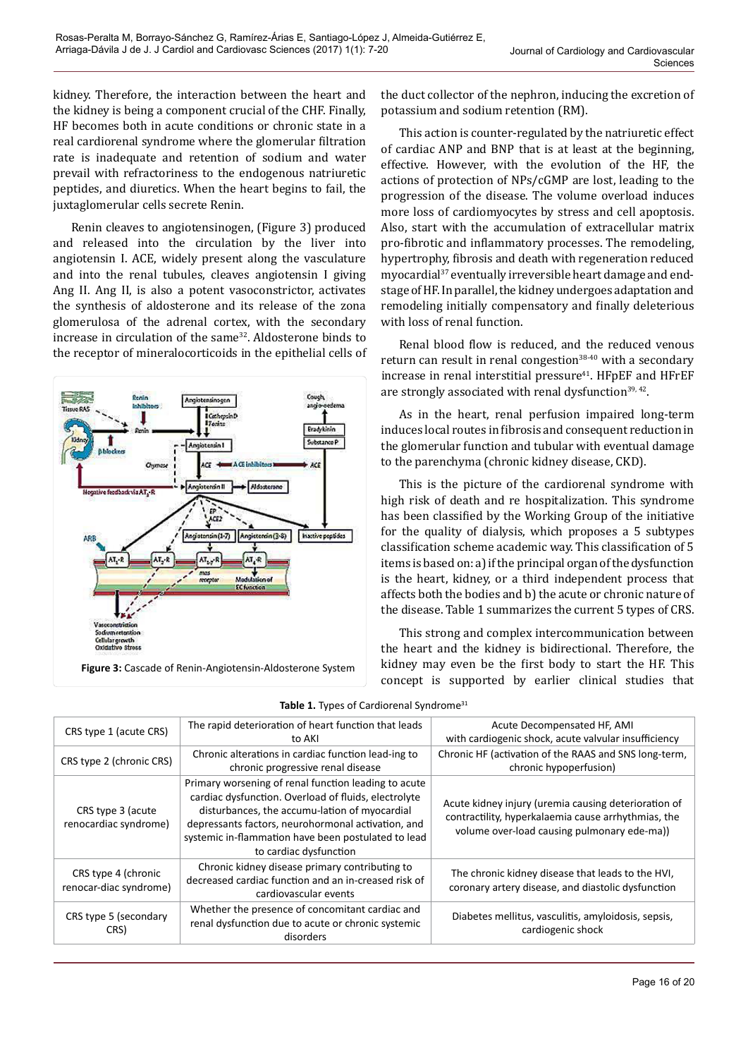kidney. Therefore, the interaction between the heart and the kidney is being a component crucial of the CHF. Finally, HF becomes both in acute conditions or chronic state in a real cardiorenal syndrome where the glomerular filtration rate is inadequate and retention of sodium and water prevail with refractoriness to the endogenous natriuretic peptides, and diuretics. When the heart begins to fail, the juxtaglomerular cells secrete Renin.

Renin cleaves to angiotensinogen, (Figure 3) produced and released into the circulation by the liver into angiotensin I. ACE, widely present along the vasculature and into the renal tubules, cleaves angiotensin I giving Ang II. Ang II, is also a potent vasoconstrictor, activates the synthesis of aldosterone and its release of the zona glomerulosa of the adrenal cortex, with the secondary increase in circulation of the same[32]. Aldosterone binds to the receptor of mineralocorticoids in the epithelial cells of the duct collector of the nephron, inducing the excretion of potassium and sodium retention (RM).

**Figure 3:** Cascade of Renin-Angiotensin-Aldosterone System

This action is counter-regulated by the natriuretic effect of cardiac ANP and BNP that is at least at the beginning, effective. However, with the evolution of the HF, the actions of protection of NPs/cGMP are lost, leading to the progression of the disease. The volume overload induces more loss of cardiomyocytes by stress and cell apoptosis. Also, start with the accumulation of extracellular matrix pro-fibrotic and inflammatory processes. The remodeling, hypertrophy, fibrosis and death with regeneration reduced myocardial[37] eventually irreversible heart damage and end-stage of HF. In parallel, the kidney undergoes adaptation and remodeling initially compensatory and finally deleterious with loss of renal function.

Renal blood flow is reduced, and the reduced venous return can result in renal congestion[38-40] with a secondary increase in renal interstitial pressure[41]. HFpEF and HFrEF are strongly associated with renal dysfunction[39, 42].

As in the heart, renal perfusion impaired long-term induces local routes in fibrosis and consequent reduction in the glomerular function and tubular with eventual damage to the parenchyma (chronic kidney disease, CKD).

This is the picture of the cardiorenal syndrome with high risk of death and re hospitalization. This syndrome has been classified by the Working Group of the initiative for the quality of dialysis, which proposes a 5 subtypes classification scheme academic way. This classification of 5 items is based on: a) if the principal organ of the dysfunction is the heart, kidney, or a third independent process that affects both the bodies and b) the acute or chronic nature of the disease. Table 1 summarizes the current 5 types of CRS.

This strong and complex intercommunication between the heart and the kidney is bidirectional. Therefore, the kidney may even be the first body to start the HF. This concept is supported by earlier clinical studies that

**Table 1.** Types of Cardiorenal Syndrome[31]

| | | |
|---|---|---|
| CRS type 1 (acute CRS) | The rapid deterioration of heart function that leads to AKI | Acute Decompensated HF, AMI with cardiogenic shock, acute valvular insufficiency |
| CRS type 2 (chronic CRS) | Chronic alterations in cardiac function lead-ing to chronic progressive renal disease | Chronic HF (activation of the RAAS and SNS long-term, chronic hypoperfusion) |
| CRS type 3 (acute renocardiac syndrome) | Primary worsening of renal function leading to acute cardiac dysfunction. Overload of fluids, electrolyte disturbances, the accumu-lation of myocardial depressants factors, neurohormonal activation, and systemic in-flammation have been postulated to lead to cardiac dysfunction | Acute kidney injury (uremia causing deterioration of contractility, hyperkalaemia cause arrhythmias, the volume over-load causing pulmonary ede-ma)) |
| CRS type 4 (chronic renocar-diac syndrome) | Chronic kidney disease primary contributing to decreased cardiac function and an in-creased risk of cardiovascular events | The chronic kidney disease that leads to the HVI, coronary artery disease, and diastolic dysfunction |
| CRS type 5 (secondary CRS) | Whether the presence of concomitant cardiac and renal dysfunction due to acute or chronic systemic disorders | Diabetes mellitus, vasculitis, amyloidosis, sepsis, cardiogenic shock |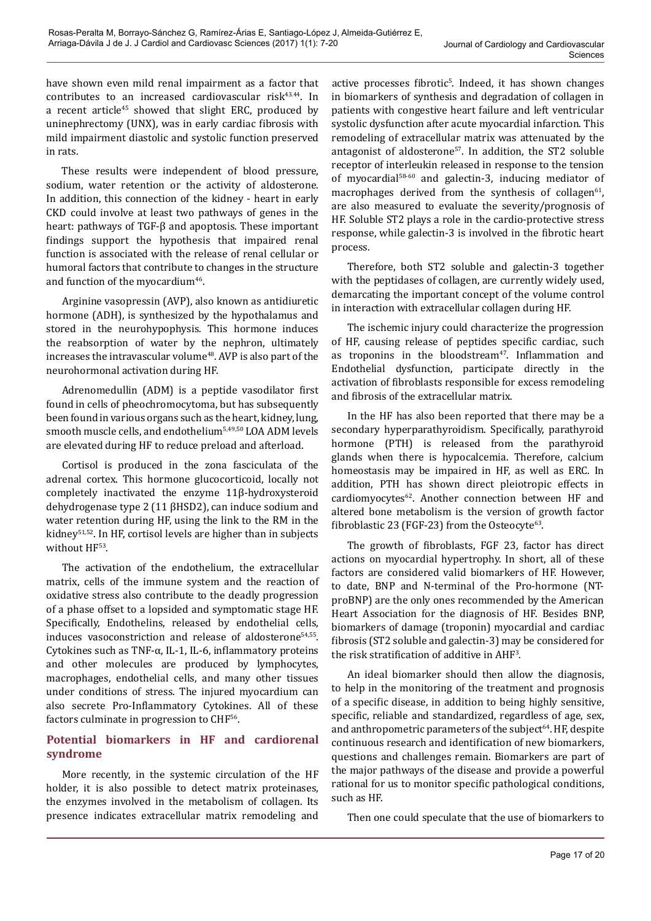have shown even mild renal impairment as a factor that contributes to an increased cardiovascular risk[43,44]. In a recent article[45] showed that slight ERC, produced by uninephrectomy (UNX), was in early cardiac fibrosis with mild impairment diastolic and systolic function preserved in rats.

These results were independent of blood pressure, sodium, water retention or the activity of aldosterone. In addition, this connection of the kidney - heart in early CKD could involve at least two pathways of genes in the heart: pathways of TGF-β and apoptosis. These important findings support the hypothesis that impaired renal function is associated with the release of renal cellular or humoral factors that contribute to changes in the structure and function of the myocardium[46].

Arginine vasopressin (AVP), also known as antidiuretic hormone (ADH), is synthesized by the hypothalamus and stored in the neurohypophysis. This hormone induces the reabsorption of water by the nephron, ultimately increases the intravascular volume[48]. AVP is also part of the neurohormonal activation during HF.

Adrenomedullin (ADM) is a peptide vasodilator first found in cells of pheochromocytoma, but has subsequently been found in various organs such as the heart, kidney, lung, smooth muscle cells, and endothelium[5,49,50] LOA ADM levels are elevated during HF to reduce preload and afterload.

Cortisol is produced in the zona fasciculata of the adrenal cortex. This hormone glucocorticoid, locally not completely inactivated the enzyme 11β-hydroxysteroid dehydrogenase type 2 (11 βHSD2), can induce sodium and water retention during HF, using the link to the RM in the kidney[51,52]. In HF, cortisol levels are higher than in subjects without HF[53].

The activation of the endothelium, the extracellular matrix, cells of the immune system and the reaction of oxidative stress also contribute to the deadly progression of a phase offset to a lopsided and symptomatic stage HF. Specifically, Endothelins, released by endothelial cells, induces vasoconstriction and release of aldosterone[54,55]. Cytokines such as TNF-α, IL-1, IL-6, inflammatory proteins and other molecules are produced by lymphocytes, macrophages, endothelial cells, and many other tissues under conditions of stress. The injured myocardium can also secrete Pro-Inflammatory Cytokines. All of these factors culminate in progression to CHF[56].

## Potential biomarkers in HF and cardiorenal syndrome

More recently, in the systemic circulation of the HF holder, it is also possible to detect matrix proteinases, the enzymes involved in the metabolism of collagen. Its presence indicates extracellular matrix remodeling and active processes fibrotic[5]. Indeed, it has shown changes in biomarkers of synthesis and degradation of collagen in patients with congestive heart failure and left ventricular systolic dysfunction after acute myocardial infarction. This remodeling of extracellular matrix was attenuated by the antagonist of aldosterone[57]. In addition, the ST2 soluble receptor of interleukin released in response to the tension of myocardial[58-60] and galectin-3, inducing mediator of macrophages derived from the synthesis of collagen[61], are also measured to evaluate the severity/prognosis of HF. Soluble ST2 plays a role in the cardio-protective stress response, while galectin-3 is involved in the fibrotic heart process.

Therefore, both ST2 soluble and galectin-3 together with the peptidases of collagen, are currently widely used, demarcating the important concept of the volume control in interaction with extracellular collagen during HF.

The ischemic injury could characterize the progression of HF, causing release of peptides specific cardiac, such as troponins in the bloodstream[47]. Inflammation and Endothelial dysfunction, participate directly in the activation of fibroblasts responsible for excess remodeling and fibrosis of the extracellular matrix.

In the HF has also been reported that there may be a secondary hyperparathyroidism. Specifically, parathyroid hormone (PTH) is released from the parathyroid glands when there is hypocalcemia. Therefore, calcium homeostasis may be impaired in HF, as well as ERC. In addition, PTH has shown direct pleiotropic effects in cardiomyocytes[62]. Another connection between HF and altered bone metabolism is the version of growth factor fibroblastic 23 (FGF-23) from the Osteocyte[63].

The growth of fibroblasts, FGF 23, factor has direct actions on myocardial hypertrophy. In short, all of these factors are considered valid biomarkers of HF. However, to date, BNP and N-terminal of the Pro-hormone (NT-proBNP) are the only ones recommended by the American Heart Association for the diagnosis of HF. Besides BNP, biomarkers of damage (troponin) myocardial and cardiac fibrosis (ST2 soluble and galectin-3) may be considered for the risk stratification of additive in AHF[3].

An ideal biomarker should then allow the diagnosis, to help in the monitoring of the treatment and prognosis of a specific disease, in addition to being highly sensitive, specific, reliable and standardized, regardless of age, sex, and anthropometric parameters of the subject[64]. HF, despite continuous research and identification of new biomarkers, questions and challenges remain. Biomarkers are part of the major pathways of the disease and provide a powerful rational for us to monitor specific pathological conditions, such as HF.

Then one could speculate that the use of biomarkers to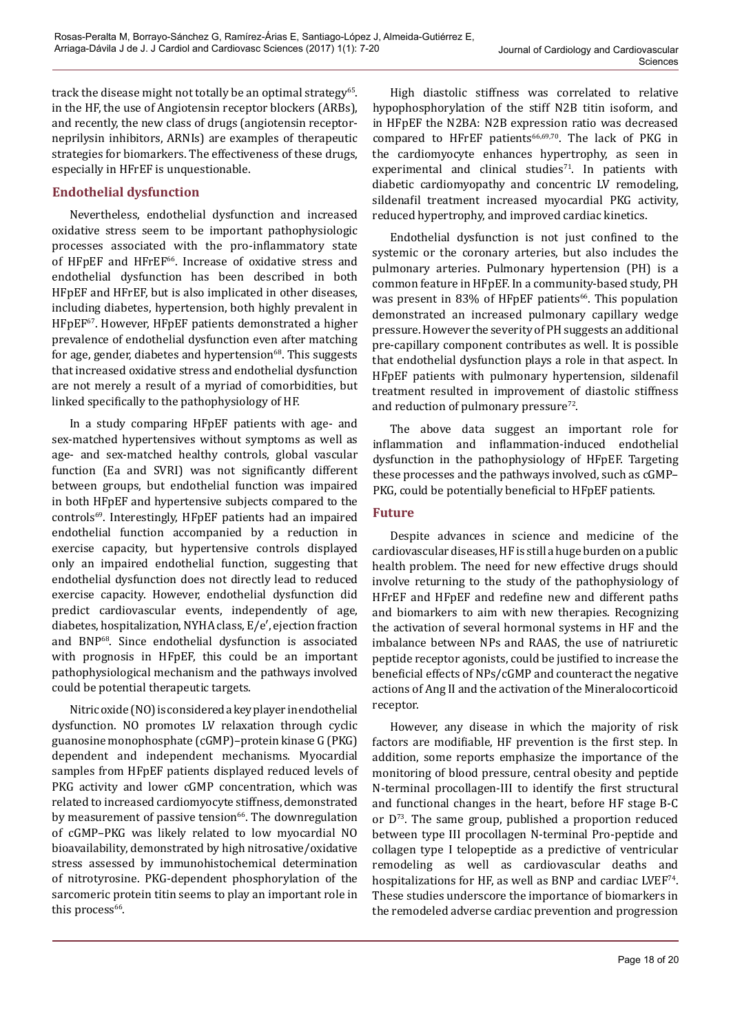track the disease might not totally be an optimal strategy[65]. in the HF, the use of Angiotensin receptor blockers (ARBs), and recently, the new class of drugs (angiotensin receptor-neprilysin inhibitors, ARNIs) are examples of therapeutic strategies for biomarkers. The effectiveness of these drugs, especially in HFrEF is unquestionable.

## Endothelial dysfunction

Nevertheless, endothelial dysfunction and increased oxidative stress seem to be important pathophysiologic processes associated with the pro-inflammatory state of HFpEF and HFrEF[66]. Increase of oxidative stress and endothelial dysfunction has been described in both HFpEF and HFrEF, but is also implicated in other diseases, including diabetes, hypertension, both highly prevalent in HFpEF[67]. However, HFpEF patients demonstrated a higher prevalence of endothelial dysfunction even after matching for age, gender, diabetes and hypertension[68]. This suggests that increased oxidative stress and endothelial dysfunction are not merely a result of a myriad of comorbidities, but linked specifically to the pathophysiology of HF.

In a study comparing HFpEF patients with age- and sex-matched hypertensives without symptoms as well as age- and sex-matched healthy controls, global vascular function (Ea and SVRI) was not significantly different between groups, but endothelial function was impaired in both HFpEF and hypertensive subjects compared to the controls[69]. Interestingly, HFpEF patients had an impaired endothelial function accompanied by a reduction in exercise capacity, but hypertensive controls displayed only an impaired endothelial function, suggesting that endothelial dysfunction does not directly lead to reduced exercise capacity. However, endothelial dysfunction did predict cardiovascular events, independently of age, diabetes, hospitalization, NYHA class, E/e′, ejection fraction and BNP[68]. Since endothelial dysfunction is associated with prognosis in HFpEF, this could be an important pathophysiological mechanism and the pathways involved could be potential therapeutic targets.

Nitric oxide (NO) is considered a key player in endothelial dysfunction. NO promotes LV relaxation through cyclic guanosine monophosphate (cGMP)–protein kinase G (PKG) dependent and independent mechanisms. Myocardial samples from HFpEF patients displayed reduced levels of PKG activity and lower cGMP concentration, which was related to increased cardiomyocyte stiffness, demonstrated by measurement of passive tension[66]. The downregulation of cGMP–PKG was likely related to low myocardial NO bioavailability, demonstrated by high nitrosative/oxidative stress assessed by immunohistochemical determination of nitrotyrosine. PKG-dependent phosphorylation of the sarcomeric protein titin seems to play an important role in this process[66].

High diastolic stiffness was correlated to relative hypophosphorylation of the stiff N2B titin isoform, and in HFpEF the N2BA: N2B expression ratio was decreased compared to HFrEF patients[66,69,70]. The lack of PKG in the cardiomyocyte enhances hypertrophy, as seen in experimental and clinical studies[71]. In patients with diabetic cardiomyopathy and concentric LV remodeling, sildenafil treatment increased myocardial PKG activity, reduced hypertrophy, and improved cardiac kinetics.

Endothelial dysfunction is not just confined to the systemic or the coronary arteries, but also includes the pulmonary arteries. Pulmonary hypertension (PH) is a common feature in HFpEF. In a community-based study, PH was present in 83% of HFpEF patients[66]. This population demonstrated an increased pulmonary capillary wedge pressure. However the severity of PH suggests an additional pre-capillary component contributes as well. It is possible that endothelial dysfunction plays a role in that aspect. In HFpEF patients with pulmonary hypertension, sildenafil treatment resulted in improvement of diastolic stiffness and reduction of pulmonary pressure[72].

The above data suggest an important role for inflammation and inflammation-induced endothelial dysfunction in the pathophysiology of HFpEF. Targeting these processes and the pathways involved, such as cGMP–PKG, could be potentially beneficial to HFpEF patients.

## Future

Despite advances in science and medicine of the cardiovascular diseases, HF is still a huge burden on a public health problem. The need for new effective drugs should involve returning to the study of the pathophysiology of HFrEF and HFpEF and redefine new and different paths and biomarkers to aim with new therapies. Recognizing the activation of several hormonal systems in HF and the imbalance between NPs and RAAS, the use of natriuretic peptide receptor agonists, could be justified to increase the beneficial effects of NPs/cGMP and counteract the negative actions of Ang II and the activation of the Mineralocorticoid receptor.

However, any disease in which the majority of risk factors are modifiable, HF prevention is the first step. In addition, some reports emphasize the importance of the monitoring of blood pressure, central obesity and peptide N-terminal procollagen-III to identify the first structural and functional changes in the heart, before HF stage B-C or D[73]. The same group, published a proportion reduced between type III procollagen N-terminal Pro-peptide and collagen type I telopeptide as a predictive of ventricular remodeling as well as cardiovascular deaths and hospitalizations for HF, as well as BNP and cardiac LVEF[74]. These studies underscore the importance of biomarkers in the remodeled adverse cardiac prevention and progression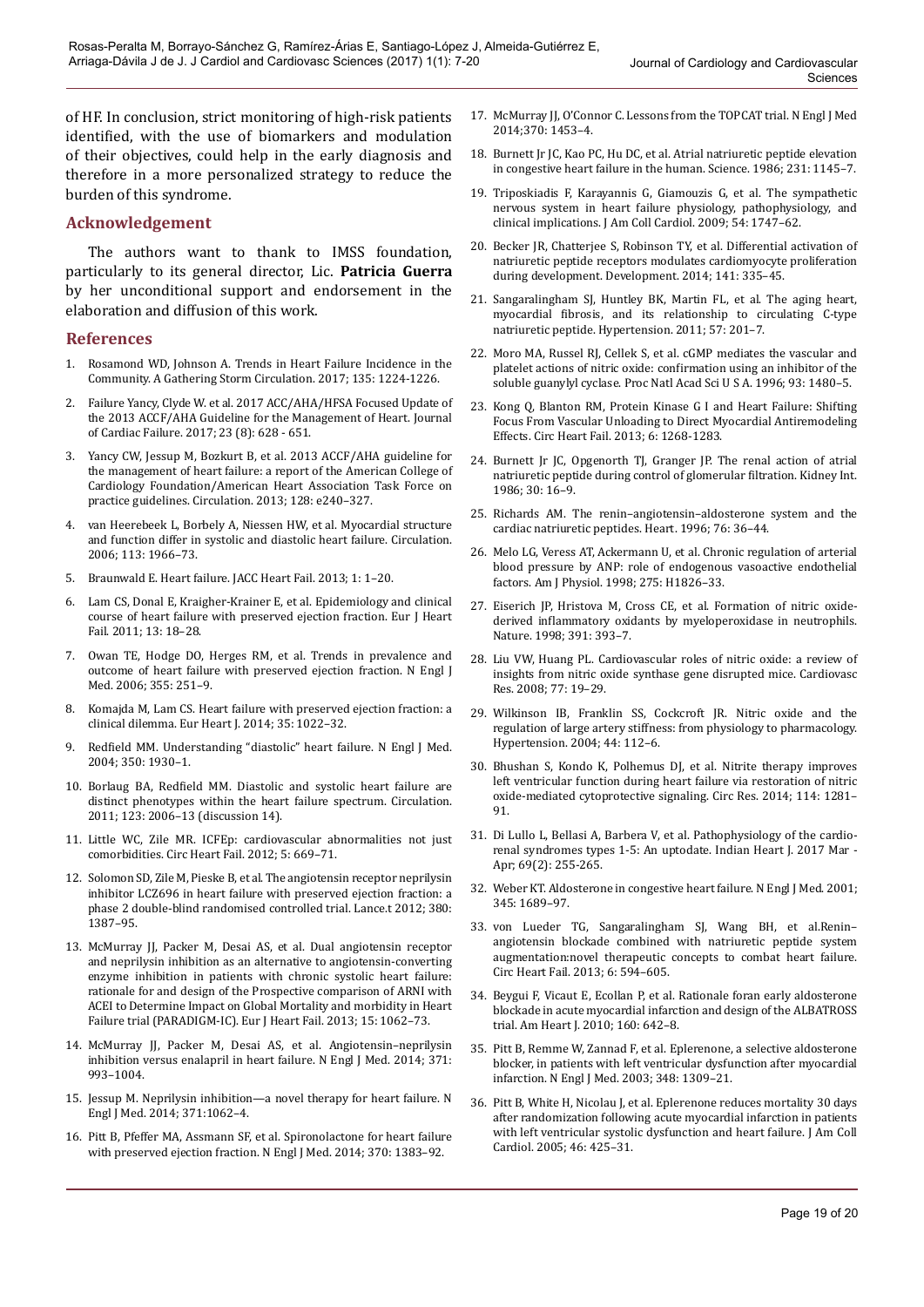of HF. In conclusion, strict monitoring of high-risk patients identified, with the use of biomarkers and modulation of their objectives, could help in the early diagnosis and therefore in a more personalized strategy to reduce the burden of this syndrome.

## Acknowledgement

The authors want to thank to IMSS foundation, particularly to its general director, Lic. **Patricia Guerra** by her unconditional support and endorsement in the elaboration and diffusion of this work.

## References

1. Rosamond WD, Johnson A. Trends in Heart Failure Incidence in the Community. A Gathering Storm Circulation. 2017; 135: 1224-1226.
2. Failure Yancy, Clyde W. et al. 2017 ACC/AHA/HFSA Focused Update of the 2013 ACCF/AHA Guideline for the Management of Heart. Journal of Cardiac Failure. 2017; 23 (8): 628 - 651.
3. Yancy CW, Jessup M, Bozkurt B, et al. 2013 ACCF/AHA guideline for the management of heart failure: a report of the American College of Cardiology Foundation/American Heart Association Task Force on practice guidelines. Circulation. 2013; 128: e240–327.
4. van Heerebeek L, Borbely A, Niessen HW, et al. Myocardial structure and function differ in systolic and diastolic heart failure. Circulation. 2006; 113: 1966–73.
5. Braunwald E. Heart failure. JACC Heart Fail. 2013; 1: 1–20.
6. Lam CS, Donal E, Kraigher-Krainer E, et al. Epidemiology and clinical course of heart failure with preserved ejection fraction. Eur J Heart Fail. 2011; 13: 18–28.
7. Owan TE, Hodge DO, Herges RM, et al. Trends in prevalence and outcome of heart failure with preserved ejection fraction. N Engl J Med. 2006; 355: 251–9.
8. Komajda M, Lam CS. Heart failure with preserved ejection fraction: a clinical dilemma. Eur Heart J. 2014; 35: 1022–32.
9. Redfield MM. Understanding "diastolic" heart failure. N Engl J Med. 2004; 350: 1930–1.
10. Borlaug BA, Redfield MM. Diastolic and systolic heart failure are distinct phenotypes within the heart failure spectrum. Circulation. 2011; 123: 2006–13 (discussion 14).
11. Little WC, Zile MR. ICFEp: cardiovascular abnormalities not just comorbidities. Circ Heart Fail. 2012; 5: 669–71.
12. Solomon SD, Zile M, Pieske B, et al. The angiotensin receptor neprilysin inhibitor LCZ696 in heart failure with preserved ejection fraction: a phase 2 double-blind randomised controlled trial. Lance.t 2012; 380: 1387–95.
13. McMurray JJ, Packer M, Desai AS, et al. Dual angiotensin receptor and neprilysin inhibition as an alternative to angiotensin-converting enzyme inhibition in patients with chronic systolic heart failure: rationale for and design of the Prospective comparison of ARNI with ACEI to Determine Impact on Global Mortality and morbidity in Heart Failure trial (PARADIGM-IC). Eur J Heart Fail. 2013; 15: 1062–73.
14. McMurray JJ, Packer M, Desai AS, et al. Angiotensin–neprilysin inhibition versus enalapril in heart failure. N Engl J Med. 2014; 371: 993–1004.
15. Jessup M. Neprilysin inhibition—a novel therapy for heart failure. N Engl J Med. 2014; 371:1062–4.
16. Pitt B, Pfeffer MA, Assmann SF, et al. Spironolactone for heart failure with preserved ejection fraction. N Engl J Med. 2014; 370: 1383–92.
17. McMurray JJ, O'Connor C. Lessons from the TOPCAT trial. N Engl J Med 2014;370: 1453–4.
18. Burnett Jr JC, Kao PC, Hu DC, et al. Atrial natriuretic peptide elevation in congestive heart failure in the human. Science. 1986; 231: 1145–7.
19. Triposkiadis F, Karayannis G, Giamouzis G, et al. The sympathetic nervous system in heart failure physiology, pathophysiology, and clinical implications. J Am Coll Cardiol. 2009; 54: 1747–62.
20. Becker JR, Chatterjee S, Robinson TY, et al. Differential activation of natriuretic peptide receptors modulates cardiomyocyte proliferation during development. Development. 2014; 141: 335–45.
21. Sangaralingham SJ, Huntley BK, Martin FL, et al. The aging heart, myocardial fibrosis, and its relationship to circulating C-type natriuretic peptide. Hypertension. 2011; 57: 201–7.
22. Moro MA, Russel RJ, Cellek S, et al. cGMP mediates the vascular and platelet actions of nitric oxide: confirmation using an inhibitor of the soluble guanylyl cyclase. Proc Natl Acad Sci U S A. 1996; 93: 1480–5.
23. Kong Q, Blanton RM, Protein Kinase G I and Heart Failure: Shifting Focus From Vascular Unloading to Direct Myocardial Antiremodeling Effects. Circ Heart Fail. 2013; 6: 1268-1283.
24. Burnett Jr JC, Opgenorth TJ, Granger JP. The renal action of atrial natriuretic peptide during control of glomerular filtration. Kidney Int. 1986; 30: 16–9.
25. Richards AM. The renin–angiotensin–aldosterone system and the cardiac natriuretic peptides. Heart. 1996; 76: 36–44.
26. Melo LG, Veress AT, Ackermann U, et al. Chronic regulation of arterial blood pressure by ANP: role of endogenous vasoactive endothelial factors. Am J Physiol. 1998; 275: H1826–33.
27. Eiserich JP, Hristova M, Cross CE, et al. Formation of nitric oxide-derived inflammatory oxidants by myeloperoxidase in neutrophils. Nature. 1998; 391: 393–7.
28. Liu VW, Huang PL. Cardiovascular roles of nitric oxide: a review of insights from nitric oxide synthase gene disrupted mice. Cardiovasc Res. 2008; 77: 19–29.
29. Wilkinson IB, Franklin SS, Cockcroft JR. Nitric oxide and the regulation of large artery stiffness: from physiology to pharmacology. Hypertension. 2004; 44: 112–6.
30. Bhushan S, Kondo K, Polhemus DJ, et al. Nitrite therapy improves left ventricular function during heart failure via restoration of nitric oxide-mediated cytoprotective signaling. Circ Res. 2014; 114: 1281–91.
31. Di Lullo L, Bellasi A, Barbera V, et al. Pathophysiology of the cardio-renal syndromes types 1-5: An uptodate. Indian Heart J. 2017 Mar - Apr; 69(2): 255-265.
32. Weber KT. Aldosterone in congestive heart failure. N Engl J Med. 2001; 345: 1689–97.
33. von Lueder TG, Sangaralingham SJ, Wang BH, et al.Renin–angiotensin blockade combined with natriuretic peptide system augmentation:novel therapeutic concepts to combat heart failure. Circ Heart Fail. 2013; 6: 594–605.
34. Beygui F, Vicaut E, Ecollan P, et al. Rationale foran early aldosterone blockade in acute myocardial infarction and design of the ALBATROSS trial. Am Heart J. 2010; 160: 642–8.
35. Pitt B, Remme W, Zannad F, et al. Eplerenone, a selective aldosterone blocker, in patients with left ventricular dysfunction after myocardial infarction. N Engl J Med. 2003; 348: 1309–21.
36. Pitt B, White H, Nicolau J, et al. Eplerenone reduces mortality 30 days after randomization following acute myocardial infarction in patients with left ventricular systolic dysfunction and heart failure. J Am Coll Cardiol. 2005; 46: 425–31.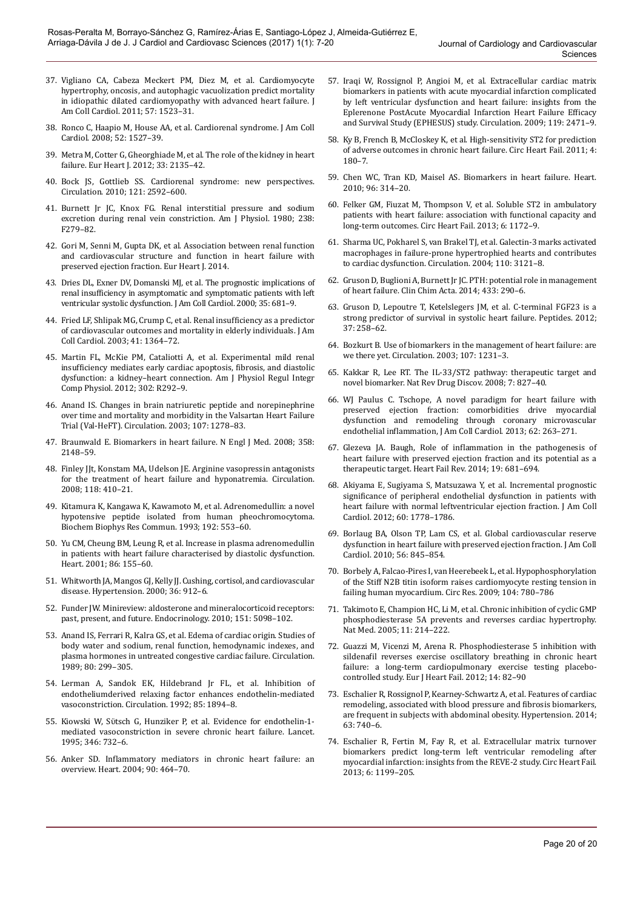37. Vigliano CA, Cabeza Meckert PM, Diez M, et al. Cardiomyocyte hypertrophy, oncosis, and autophagic vacuolization predict mortality in idiopathic dilated cardiomyopathy with advanced heart failure. J Am Coll Cardiol. 2011; 57: 1523–31.
38. Ronco C, Haapio M, House AA, et al. Cardiorenal syndrome. J Am Coll Cardiol. 2008; 52: 1527–39.
39. Metra M, Cotter G, Gheorghiade M, et al. The role of the kidney in heart failure. Eur Heart J. 2012; 33: 2135–42.
40. Bock JS, Gottlieb SS. Cardiorenal syndrome: new perspectives. Circulation. 2010; 121: 2592–600.
41. Burnett Jr JC, Knox FG. Renal interstitial pressure and sodium excretion during renal vein constriction. Am J Physiol. 1980; 238: F279–82.
42. Gori M, Senni M, Gupta DK, et al. Association between renal function and cardiovascular structure and function in heart failure with preserved ejection fraction. Eur Heart J. 2014.
43. Dries DL, Exner DV, Domanski MJ, et al. The prognostic implications of renal insufficiency in asymptomatic and symptomatic patients with left ventricular systolic dysfunction. J Am Coll Cardiol. 2000; 35: 681–9.
44. Fried LF, Shlipak MG, Crump C, et al. Renal insufficiency as a predictor of cardiovascular outcomes and mortality in elderly individuals. J Am Coll Cardiol. 2003; 41: 1364–72.
45. Martin FL, McKie PM, Cataliotti A, et al. Experimental mild renal insufficiency mediates early cardiac apoptosis, fibrosis, and diastolic dysfunction: a kidney–heart connection. Am J Physiol Regul Integr Comp Physiol. 2012; 302: R292–9.
46. Anand IS. Changes in brain natriuretic peptide and norepinephrine over time and mortality and morbidity in the Valsartan Heart Failure Trial (Val-HeFT). Circulation. 2003; 107: 1278–83.
47. Braunwald E. Biomarkers in heart failure. N Engl J Med. 2008; 358: 2148–59.
48. Finley JJt, Konstam MA, Udelson JE. Arginine vasopressin antagonists for the treatment of heart failure and hyponatremia. Circulation. 2008; 118: 410–21.
49. Kitamura K, Kangawa K, Kawamoto M, et al. Adrenomedullin: a novel hypotensive peptide isolated from human pheochromocytoma. Biochem Biophys Res Commun. 1993; 192: 553–60.
50. Yu CM, Cheung BM, Leung R, et al. Increase in plasma adrenomedullin in patients with heart failure characterised by diastolic dysfunction. Heart. 2001; 86: 155–60.
51. Whitworth JA, Mangos GJ, Kelly JJ. Cushing, cortisol, and cardiovascular disease. Hypertension. 2000; 36: 912–6.
52. Funder JW. Minireview: aldosterone and mineralocorticoid receptors: past, present, and future. Endocrinology. 2010; 151: 5098–102.
53. Anand IS, Ferrari R, Kalra GS, et al. Edema of cardiac origin. Studies of body water and sodium, renal function, hemodynamic indexes, and plasma hormones in untreated congestive cardiac failure. Circulation. 1989; 80: 299–305.
54. Lerman A, Sandok EK, Hildebrand Jr FL, et al. Inhibition of endotheliumderived relaxing factor enhances endothelin-mediated vasoconstriction. Circulation. 1992; 85: 1894–8.
55. Kiowski W, Sütsch G, Hunziker P, et al. Evidence for endothelin-1-mediated vasoconstriction in severe chronic heart failure. Lancet. 1995; 346: 732–6.
56. Anker SD. Inflammatory mediators in chronic heart failure: an overview. Heart. 2004; 90: 464–70.
57. Iraqi W, Rossignol P, Angioi M, et al. Extracellular cardiac matrix biomarkers in patients with acute myocardial infarction complicated by left ventricular dysfunction and heart failure: insights from the Eplerenone PostAcute Myocardial Infarction Heart Failure Efficacy and Survival Study (EPHESUS) study. Circulation. 2009; 119: 2471–9.
58. Ky B, French B, McCloskey K, et al. High-sensitivity ST2 for prediction of adverse outcomes in chronic heart failure. Circ Heart Fail. 2011; 4: 180–7.
59. Chen WC, Tran KD, Maisel AS. Biomarkers in heart failure. Heart. 2010; 96: 314–20.
60. Felker GM, Fiuzat M, Thompson V, et al. Soluble ST2 in ambulatory patients with heart failure: association with functional capacity and long-term outcomes. Circ Heart Fail. 2013; 6: 1172–9.
61. Sharma UC, Pokharel S, van Brakel TJ, et al. Galectin-3 marks activated macrophages in failure-prone hypertrophied hearts and contributes to cardiac dysfunction. Circulation. 2004; 110: 3121–8.
62. Gruson D, Buglioni A, Burnett Jr JC. PTH: potential role in management of heart failure. Clin Chim Acta. 2014; 433: 290–6.
63. Gruson D, Lepoutre T, Ketelslegers JM, et al. C-terminal FGF23 is a strong predictor of survival in systolic heart failure. Peptides. 2012; 37: 258–62.
64. Bozkurt B. Use of biomarkers in the management of heart failure: are we there yet. Circulation. 2003; 107: 1231–3.
65. Kakkar R, Lee RT. The IL-33/ST2 pathway: therapeutic target and novel biomarker. Nat Rev Drug Discov. 2008; 7: 827–40.
66. WJ Paulus C. Tschope, A novel paradigm for heart failure with preserved ejection fraction: comorbidities drive myocardial dysfunction and remodeling through coronary microvascular endothelial inflammation, J Am Coll Cardiol. 2013; 62: 263–271.
67. Glezeva JA. Baugh, Role of inflammation in the pathogenesis of heart failure with preserved ejection fraction and its potential as a therapeutic target. Heart Fail Rev. 2014; 19: 681–694.
68. Akiyama E, Sugiyama S, Matsuzawa Y, et al. Incremental prognostic significance of peripheral endothelial dysfunction in patients with heart failure with normal leftventricular ejection fraction. J Am Coll Cardiol. 2012; 60: 1778–1786.
69. Borlaug BA, Olson TP, Lam CS, et al. Global cardiovascular reserve dysfunction in heart failure with preserved ejection fraction. J Am Coll Cardiol. 2010; 56: 845–854.
70. Borbely A, Falcao-Pires I, van Heerebeek L, et al. Hypophosphorylation of the Stiff N2B titin isoform raises cardiomyocyte resting tension in failing human myocardium. Circ Res. 2009; 104: 780–786
71. Takimoto E, Champion HC, Li M, et al. Chronic inhibition of cyclic GMP phosphodiesterase 5A prevents and reverses cardiac hypertrophy. Nat Med. 2005; 11: 214–222.
72. Guazzi M, Vicenzi M, Arena R. Phosphodiesterase 5 inhibition with sildenafil reverses exercise oscillatory breathing in chronic heart failure: a long-term cardiopulmonary exercise testing placebo-controlled study. Eur J Heart Fail. 2012; 14: 82–90
73. Eschalier R, Rossignol P, Kearney-Schwartz A, et al. Features of cardiac remodeling, associated with blood pressure and fibrosis biomarkers, are frequent in subjects with abdominal obesity. Hypertension. 2014; 63: 740–6.
74. Eschalier R, Fertin M, Fay R, et al. Extracellular matrix turnover biomarkers predict long-term left ventricular remodeling after myocardial infarction: insights from the REVE-2 study. Circ Heart Fail. 2013; 6: 1199–205.